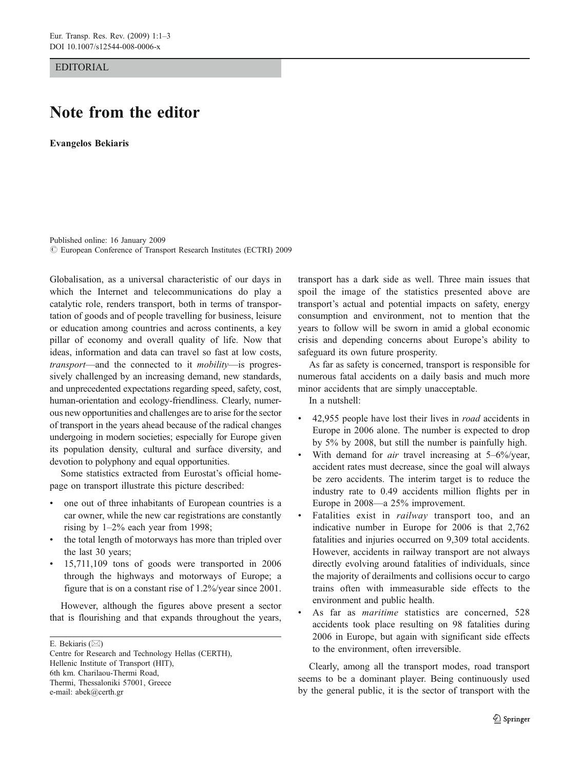EDITORIAL

# Note from the editor

**Evangelos Bekiaris**

Published online: 16 January 2009
© European Conference of Transport Research Institutes (ECTRI) 2009

Globalisation, as a universal characteristic of our days in which the Internet and telecommunications do play a catalytic role, renders transport, both in terms of transportation of goods and of people travelling for business, leisure or education among countries and across continents, a key pillar of economy and overall quality of life. Now that ideas, information and data can travel so fast at low costs, *transport*—and the connected to it *mobility*—is progressively challenged by an increasing demand, new standards, and unprecedented expectations regarding speed, safety, cost, human-orientation and ecology-friendliness. Clearly, numerous new opportunities and challenges are to arise for the sector of transport in the years ahead because of the radical changes undergoing in modern societies; especially for Europe given its population density, cultural and surface diversity, and devotion to polyphony and equal opportunities.

Some statistics extracted from Eurostat's official homepage on transport illustrate this picture described:

- one out of three inhabitants of European countries is a car owner, while the new car registrations are constantly rising by 1–2% each year from 1998;
- the total length of motorways has more than tripled over the last 30 years;
- 15,711,109 tons of goods were transported in 2006 through the highways and motorways of Europe; a figure that is on a constant rise of 1.2%/year since 2001.

However, although the figures above present a sector that is flourishing and that expands throughout the years, transport has a dark side as well. Three main issues that spoil the image of the statistics presented above are transport's actual and potential impacts on safety, energy consumption and environment, not to mention that the years to follow will be sworn in amid a global economic crisis and depending concerns about Europe's ability to safeguard its own future prosperity.

As far as safety is concerned, transport is responsible for numerous fatal accidents on a daily basis and much more minor accidents that are simply unacceptable.

In a nutshell:

- 42,955 people have lost their lives in *road* accidents in Europe in 2006 alone. The number is expected to drop by 5% by 2008, but still the number is painfully high.
- With demand for *air* travel increasing at 5–6%/year, accident rates must decrease, since the goal will always be zero accidents. The interim target is to reduce the industry rate to 0.49 accidents million flights per in Europe in 2008—a 25% improvement.
- Fatalities exist in *railway* transport too, and an indicative number in Europe for 2006 is that 2,762 fatalities and injuries occurred on 9,309 total accidents. However, accidents in railway transport are not always directly evolving around fatalities of individuals, since the majority of derailments and collisions occur to cargo trains often with immeasurable side effects to the environment and public health.
- As far as *maritime* statistics are concerned, 528 accidents took place resulting on 98 fatalities during 2006 in Europe, but again with significant side effects to the environment, often irreversible.

Clearly, among all the transport modes, road transport seems to be a dominant player. Being continuously used by the general public, it is the sector of transport with the

E. Bekiaris (✉)
Centre for Research and Technology Hellas (CERTH),
Hellenic Institute of Transport (HIT),
6th km. Charilaou-Thermi Road,
Thermi, Thessaloniki 57001, Greece
e-mail: abek@certh.gr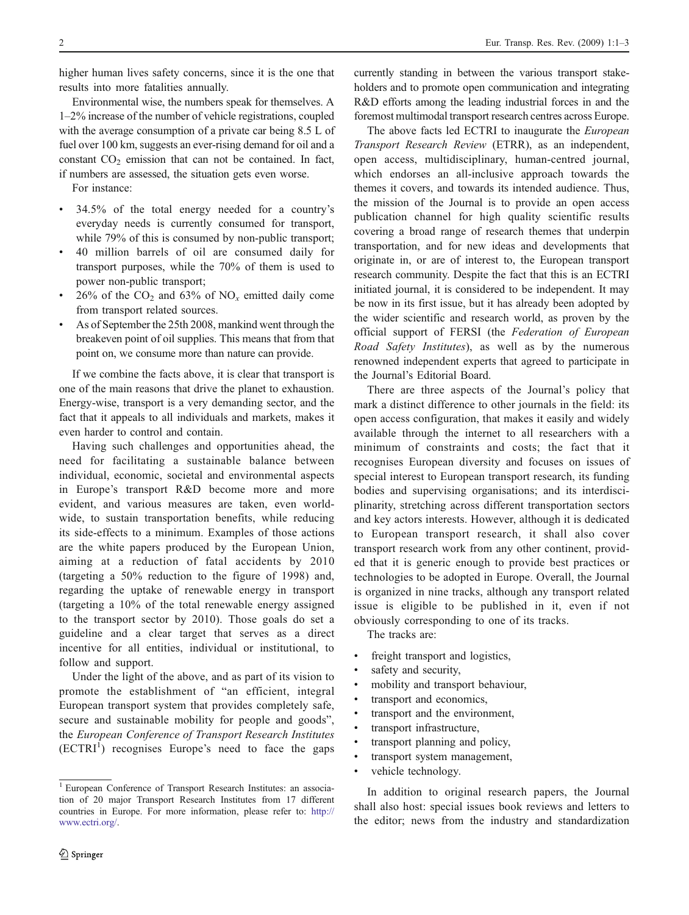higher human lives safety concerns, since it is the one that results into more fatalities annually.

Environmental wise, the numbers speak for themselves. A 1–2% increase of the number of vehicle registrations, coupled with the average consumption of a private car being 8.5 L of fuel over 100 km, suggests an ever-rising demand for oil and a constant $CO_2$ emission that can not be contained. In fact, if numbers are assessed, the situation gets even worse.

For instance:

- 34.5% of the total energy needed for a country's everyday needs is currently consumed for transport, while 79% of this is consumed by non-public transport;
- 40 million barrels of oil are consumed daily for transport purposes, while the 70% of them is used to power non-public transport;
- 26% of the $CO_2$ and 63% of $NO_x$ emitted daily come from transport related sources.
- As of September the 25th 2008, mankind went through the breakeven point of oil supplies. This means that from that point on, we consume more than nature can provide.

If we combine the facts above, it is clear that transport is one of the main reasons that drive the planet to exhaustion. Energy-wise, transport is a very demanding sector, and the fact that it appeals to all individuals and markets, makes it even harder to control and contain.

Having such challenges and opportunities ahead, the need for facilitating a sustainable balance between individual, economic, societal and environmental aspects in Europe's transport R&D become more and more evident, and various measures are taken, even worldwide, to sustain transportation benefits, while reducing its side-effects to a minimum. Examples of those actions are the white papers produced by the European Union, aiming at a reduction of fatal accidents by 2010 (targeting a 50% reduction to the figure of 1998) and, regarding the uptake of renewable energy in transport (targeting a 10% of the total renewable energy assigned to the transport sector by 2010). Those goals do set a guideline and a clear target that serves as a direct incentive for all entities, individual or institutional, to follow and support.

Under the light of the above, and as part of its vision to promote the establishment of "an efficient, integral European transport system that provides completely safe, secure and sustainable mobility for people and goods", the *European Conference of Transport Research Institutes* (ECTRI[1]) recognises Europe's need to face the gaps currently standing in between the various transport stakeholders and to promote open communication and integrating R&D efforts among the leading industrial forces in and the foremost multimodal transport research centres across Europe.

The above facts led ECTRI to inaugurate the *European Transport Research Review* (ETRR), as an independent, open access, multidisciplinary, human-centred journal, which endorses an all-inclusive approach towards the themes it covers, and towards its intended audience. Thus, the mission of the Journal is to provide an open access publication channel for high quality scientific results covering a broad range of research themes that underpin transportation, and for new ideas and developments that originate in, or are of interest to, the European transport research community. Despite the fact that this is an ECTRI initiated journal, it is considered to be independent. It may be now in its first issue, but it has already been adopted by the wider scientific and research world, as proven by the official support of FERSI (the *Federation of European Road Safety Institutes*), as well as by the numerous renowned independent experts that agreed to participate in the Journal's Editorial Board.

There are three aspects of the Journal's policy that mark a distinct difference to other journals in the field: its open access configuration, that makes it easily and widely available through the internet to all researchers with a minimum of constraints and costs; the fact that it recognises European diversity and focuses on issues of special interest to European transport research, its funding bodies and supervising organisations; and its interdisciplinarity, stretching across different transportation sectors and key actors interests. However, although it is dedicated to European transport research, it shall also cover transport research work from any other continent, provided that it is generic enough to provide best practices or technologies to be adopted in Europe. Overall, the Journal is organized in nine tracks, although any transport related issue is eligible to be published in it, even if not obviously corresponding to one of its tracks.

The tracks are:

- freight transport and logistics,
- safety and security,
- mobility and transport behaviour,
- transport and economics,
- transport and the environment,
- transport infrastructure,
- transport planning and policy,
- transport system management,
- vehicle technology.

In addition to original research papers, the Journal shall also host: special issues book reviews and letters to the editor; news from the industry and standardization

[1] European Conference of Transport Research Institutes: an association of 20 major Transport Research Institutes from 17 different countries in Europe. For more information, please refer to: http://www.ectri.org/.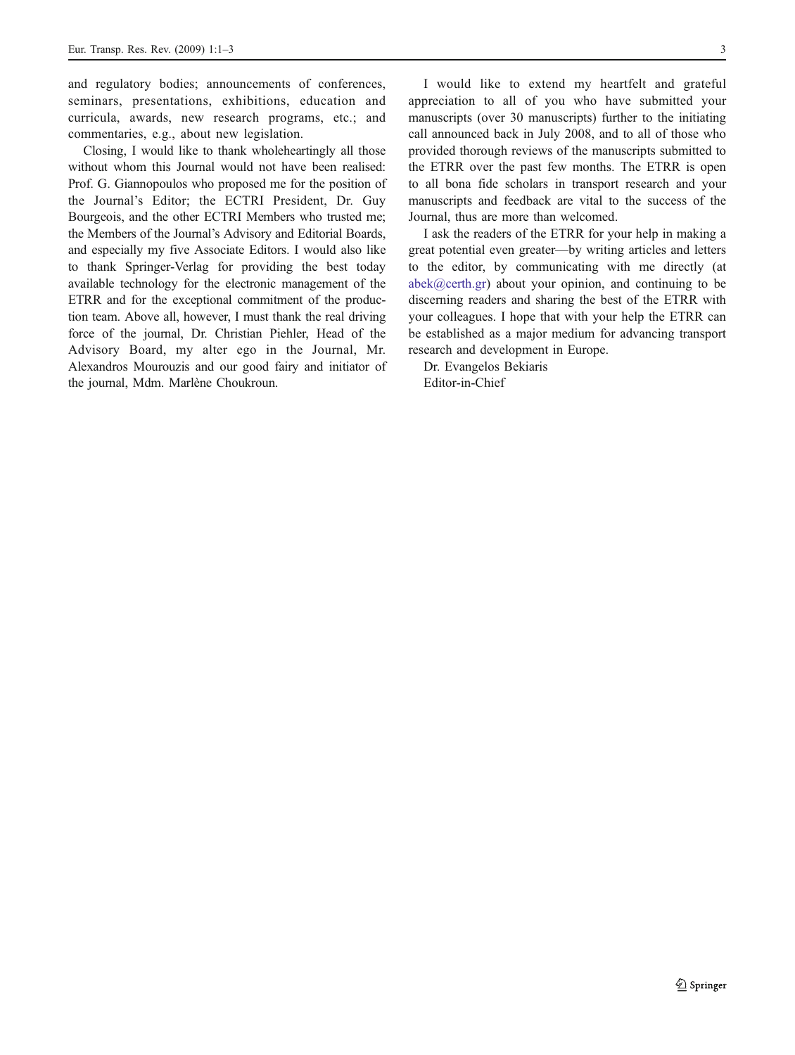and regulatory bodies; announcements of conferences, seminars, presentations, exhibitions, education and curricula, awards, new research programs, etc.; and commentaries, e.g., about new legislation.

Closing, I would like to thank wholeheartingly all those without whom this Journal would not have been realised: Prof. G. Giannopoulos who proposed me for the position of the Journal's Editor; the ECTRI President, Dr. Guy Bourgeois, and the other ECTRI Members who trusted me; the Members of the Journal's Advisory and Editorial Boards, and especially my five Associate Editors. I would also like to thank Springer-Verlag for providing the best today available technology for the electronic management of the ETRR and for the exceptional commitment of the production team. Above all, however, I must thank the real driving force of the journal, Dr. Christian Piehler, Head of the Advisory Board, my alter ego in the Journal, Mr. Alexandros Mourouzis and our good fairy and initiator of the journal, Mdm. Marlène Choukroun.

I would like to extend my heartfelt and grateful appreciation to all of you who have submitted your manuscripts (over 30 manuscripts) further to the initiating call announced back in July 2008, and to all of those who provided thorough reviews of the manuscripts submitted to the ETRR over the past few months. The ETRR is open to all bona fide scholars in transport research and your manuscripts and feedback are vital to the success of the Journal, thus are more than welcomed.

I ask the readers of the ETRR for your help in making a great potential even greater—by writing articles and letters to the editor, by communicating with me directly (at abek@certh.gr) about your opinion, and continuing to be discerning readers and sharing the best of the ETRR with your colleagues. I hope that with your help the ETRR can be established as a major medium for advancing transport research and development in Europe.

Dr. Evangelos Bekiaris
Editor-in-Chief